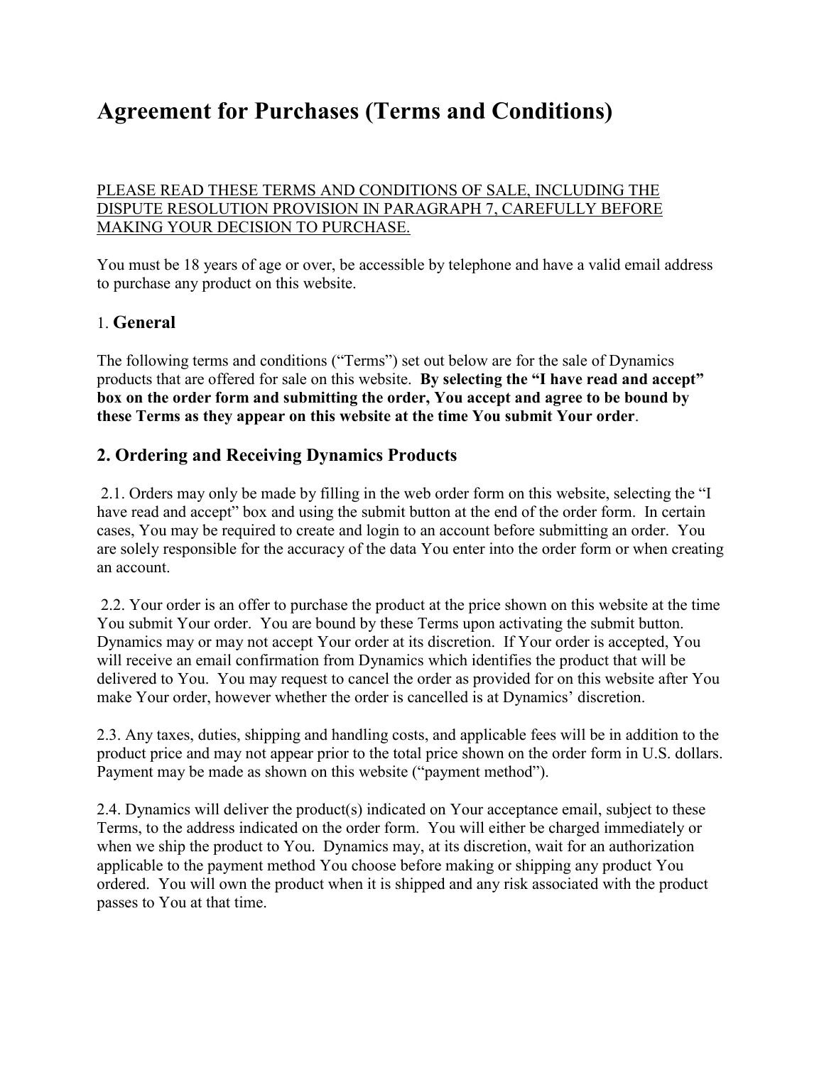# Agreement for Purchases (Terms and Conditions)

<u>PLEASE READ THESE TERMS AND CONDITIONS OF SALE, INCLUDING THE DISPUTE RESOLUTION PROVISION IN PARAGRAPH 7, CAREFULLY BEFORE MAKING YOUR DECISION TO PURCHASE.</u>

You must be 18 years of age or over, be accessible by telephone and have a valid email address to purchase any product on this website.

## 1. General

The following terms and conditions ("Terms") set out below are for the sale of Dynamics products that are offered for sale on this website. **By selecting the "I have read and accept" box on the order form and submitting the order, You accept and agree to be bound by these Terms as they appear on this website at the time You submit Your order**.

## 2. Ordering and Receiving Dynamics Products

2.1. Orders may only be made by filling in the web order form on this website, selecting the "I have read and accept" box and using the submit button at the end of the order form. In certain cases, You may be required to create and login to an account before submitting an order. You are solely responsible for the accuracy of the data You enter into the order form or when creating an account.

2.2. Your order is an offer to purchase the product at the price shown on this website at the time You submit Your order. You are bound by these Terms upon activating the submit button. Dynamics may or may not accept Your order at its discretion. If Your order is accepted, You will receive an email confirmation from Dynamics which identifies the product that will be delivered to You. You may request to cancel the order as provided for on this website after You make Your order, however whether the order is cancelled is at Dynamics' discretion.

2.3. Any taxes, duties, shipping and handling costs, and applicable fees will be in addition to the product price and may not appear prior to the total price shown on the order form in U.S. dollars. Payment may be made as shown on this website ("payment method").

2.4. Dynamics will deliver the product(s) indicated on Your acceptance email, subject to these Terms, to the address indicated on the order form. You will either be charged immediately or when we ship the product to You. Dynamics may, at its discretion, wait for an authorization applicable to the payment method You choose before making or shipping any product You ordered. You will own the product when it is shipped and any risk associated with the product passes to You at that time.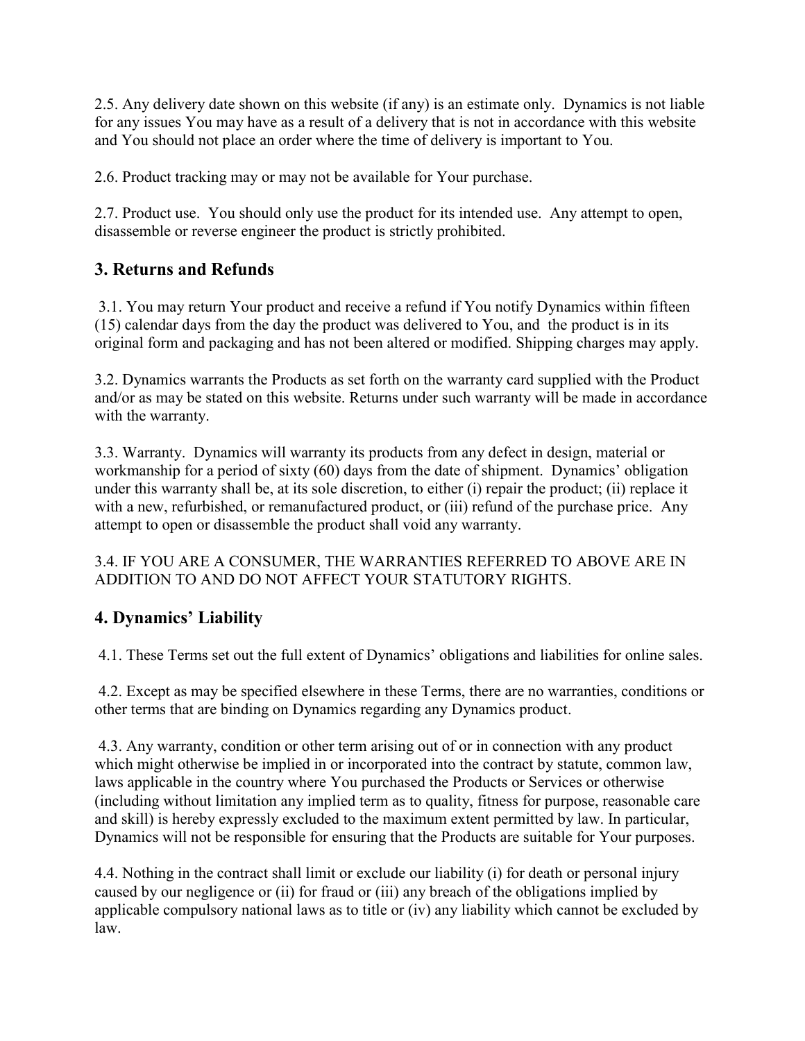2.5. Any delivery date shown on this website (if any) is an estimate only. Dynamics is not liable for any issues You may have as a result of a delivery that is not in accordance with this website and You should not place an order where the time of delivery is important to You.

2.6. Product tracking may or may not be available for Your purchase.

2.7. Product use. You should only use the product for its intended use. Any attempt to open, disassemble or reverse engineer the product is strictly prohibited.

## 3. Returns and Refunds

3.1. You may return Your product and receive a refund if You notify Dynamics within fifteen (15) calendar days from the day the product was delivered to You, and the product is in its original form and packaging and has not been altered or modified. Shipping charges may apply.

3.2. Dynamics warrants the Products as set forth on the warranty card supplied with the Product and/or as may be stated on this website. Returns under such warranty will be made in accordance with the warranty.

3.3. Warranty. Dynamics will warranty its products from any defect in design, material or workmanship for a period of sixty (60) days from the date of shipment. Dynamics' obligation under this warranty shall be, at its sole discretion, to either (i) repair the product; (ii) replace it with a new, refurbished, or remanufactured product, or (iii) refund of the purchase price. Any attempt to open or disassemble the product shall void any warranty.

3.4. IF YOU ARE A CONSUMER, THE WARRANTIES REFERRED TO ABOVE ARE IN ADDITION TO AND DO NOT AFFECT YOUR STATUTORY RIGHTS.

## 4. Dynamics' Liability

4.1. These Terms set out the full extent of Dynamics' obligations and liabilities for online sales.

4.2. Except as may be specified elsewhere in these Terms, there are no warranties, conditions or other terms that are binding on Dynamics regarding any Dynamics product.

4.3. Any warranty, condition or other term arising out of or in connection with any product which might otherwise be implied in or incorporated into the contract by statute, common law, laws applicable in the country where You purchased the Products or Services or otherwise (including without limitation any implied term as to quality, fitness for purpose, reasonable care and skill) is hereby expressly excluded to the maximum extent permitted by law. In particular, Dynamics will not be responsible for ensuring that the Products are suitable for Your purposes.

4.4. Nothing in the contract shall limit or exclude our liability (i) for death or personal injury caused by our negligence or (ii) for fraud or (iii) any breach of the obligations implied by applicable compulsory national laws as to title or (iv) any liability which cannot be excluded by law.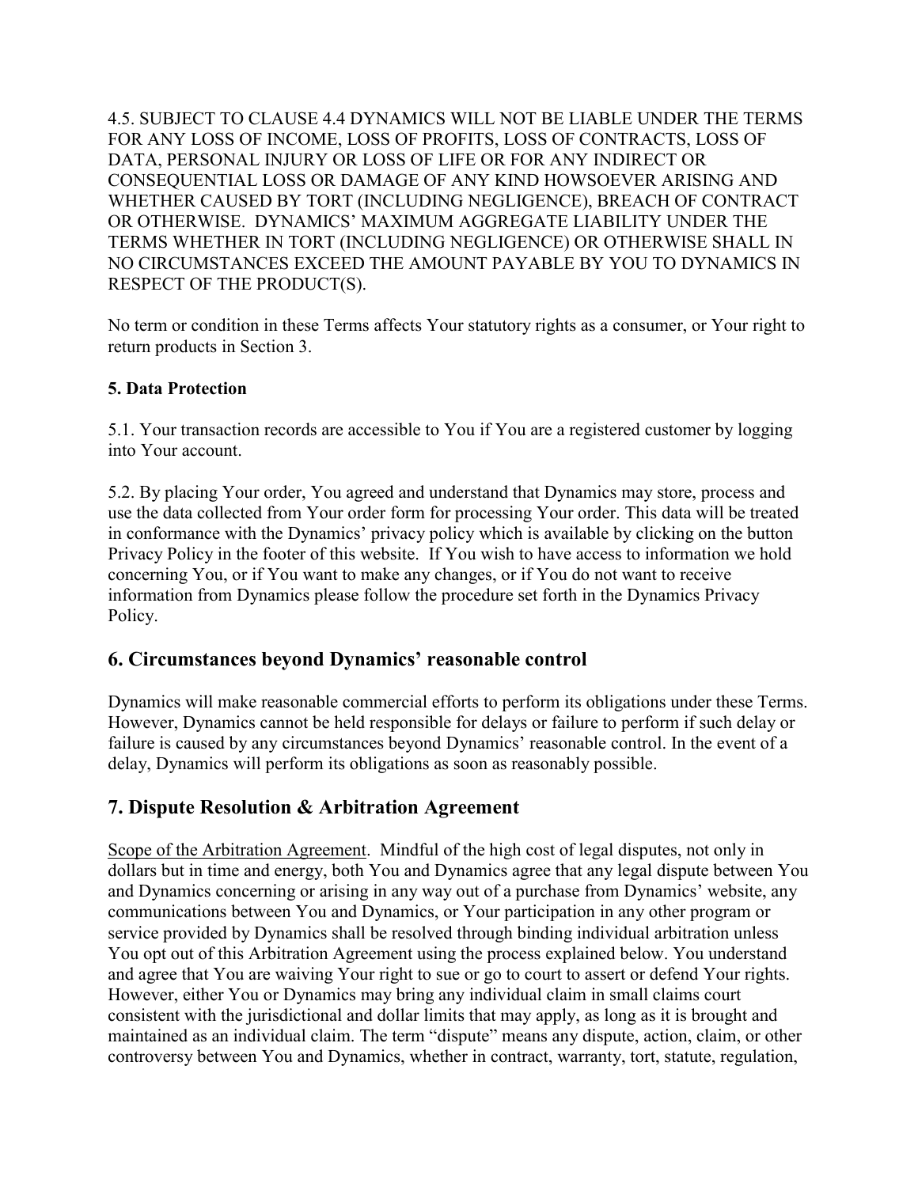4.5. SUBJECT TO CLAUSE 4.4 DYNAMICS WILL NOT BE LIABLE UNDER THE TERMS FOR ANY LOSS OF INCOME, LOSS OF PROFITS, LOSS OF CONTRACTS, LOSS OF DATA, PERSONAL INJURY OR LOSS OF LIFE OR FOR ANY INDIRECT OR CONSEQUENTIAL LOSS OR DAMAGE OF ANY KIND HOWSOEVER ARISING AND WHETHER CAUSED BY TORT (INCLUDING NEGLIGENCE), BREACH OF CONTRACT OR OTHERWISE. DYNAMICS' MAXIMUM AGGREGATE LIABILITY UNDER THE TERMS WHETHER IN TORT (INCLUDING NEGLIGENCE) OR OTHERWISE SHALL IN NO CIRCUMSTANCES EXCEED THE AMOUNT PAYABLE BY YOU TO DYNAMICS IN RESPECT OF THE PRODUCT(S).

No term or condition in these Terms affects Your statutory rights as a consumer, or Your right to return products in Section 3.

**5. Data Protection**

5.1. Your transaction records are accessible to You if You are a registered customer by logging into Your account.

5.2. By placing Your order, You agreed and understand that Dynamics may store, process and use the data collected from Your order form for processing Your order. This data will be treated in conformance with the Dynamics' privacy policy which is available by clicking on the button Privacy Policy in the footer of this website. If You wish to have access to information we hold concerning You, or if You want to make any changes, or if You do not want to receive information from Dynamics please follow the procedure set forth in the Dynamics Privacy Policy.

## 6. Circumstances beyond Dynamics' reasonable control

Dynamics will make reasonable commercial efforts to perform its obligations under these Terms. However, Dynamics cannot be held responsible for delays or failure to perform if such delay or failure is caused by any circumstances beyond Dynamics' reasonable control. In the event of a delay, Dynamics will perform its obligations as soon as reasonably possible.

## 7. Dispute Resolution & Arbitration Agreement

Scope of the Arbitration Agreement. Mindful of the high cost of legal disputes, not only in dollars but in time and energy, both You and Dynamics agree that any legal dispute between You and Dynamics concerning or arising in any way out of a purchase from Dynamics' website, any communications between You and Dynamics, or Your participation in any other program or service provided by Dynamics shall be resolved through binding individual arbitration unless You opt out of this Arbitration Agreement using the process explained below. You understand and agree that You are waiving Your right to sue or go to court to assert or defend Your rights. However, either You or Dynamics may bring any individual claim in small claims court consistent with the jurisdictional and dollar limits that may apply, as long as it is brought and maintained as an individual claim. The term "dispute" means any dispute, action, claim, or other controversy between You and Dynamics, whether in contract, warranty, tort, statute, regulation,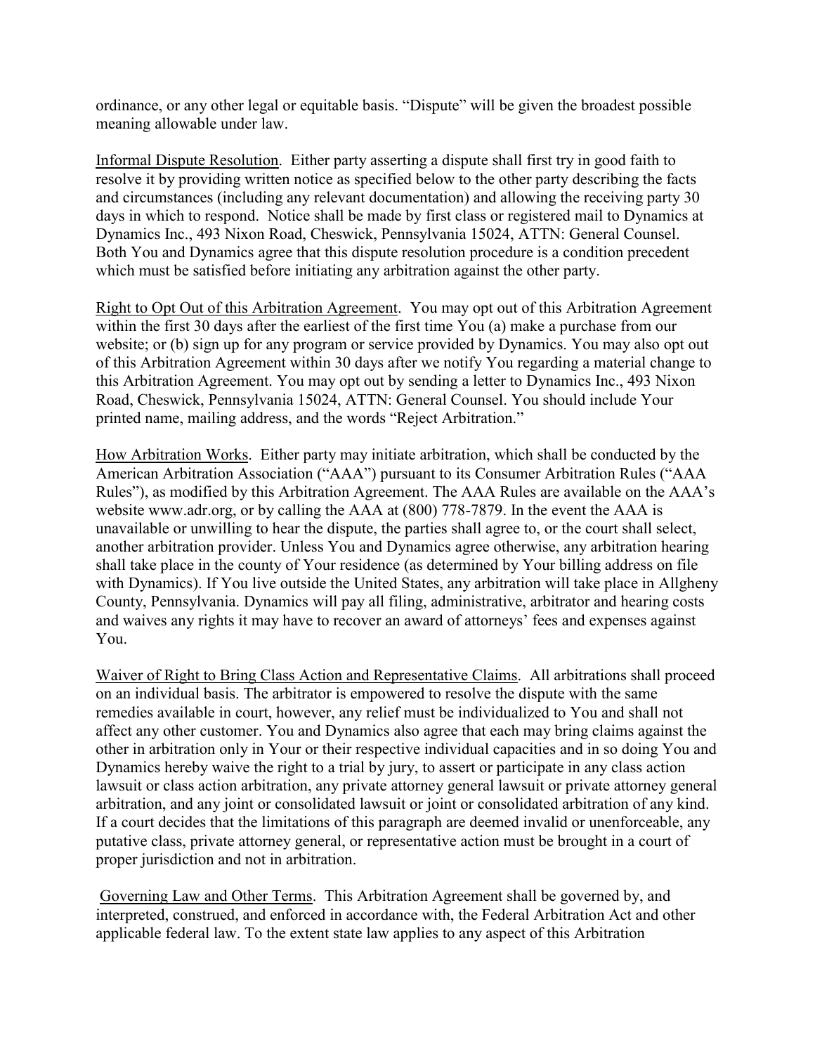ordinance, or any other legal or equitable basis. "Dispute" will be given the broadest possible meaning allowable under law.

Informal Dispute Resolution. Either party asserting a dispute shall first try in good faith to resolve it by providing written notice as specified below to the other party describing the facts and circumstances (including any relevant documentation) and allowing the receiving party 30 days in which to respond. Notice shall be made by first class or registered mail to Dynamics at Dynamics Inc., 493 Nixon Road, Cheswick, Pennsylvania 15024, ATTN: General Counsel. Both You and Dynamics agree that this dispute resolution procedure is a condition precedent which must be satisfied before initiating any arbitration against the other party.

Right to Opt Out of this Arbitration Agreement. You may opt out of this Arbitration Agreement within the first 30 days after the earliest of the first time You (a) make a purchase from our website; or (b) sign up for any program or service provided by Dynamics. You may also opt out of this Arbitration Agreement within 30 days after we notify You regarding a material change to this Arbitration Agreement. You may opt out by sending a letter to Dynamics Inc., 493 Nixon Road, Cheswick, Pennsylvania 15024, ATTN: General Counsel. You should include Your printed name, mailing address, and the words "Reject Arbitration."

How Arbitration Works. Either party may initiate arbitration, which shall be conducted by the American Arbitration Association ("AAA") pursuant to its Consumer Arbitration Rules ("AAA Rules"), as modified by this Arbitration Agreement. The AAA Rules are available on the AAA's website www.adr.org, or by calling the AAA at (800) 778-7879. In the event the AAA is unavailable or unwilling to hear the dispute, the parties shall agree to, or the court shall select, another arbitration provider. Unless You and Dynamics agree otherwise, any arbitration hearing shall take place in the county of Your residence (as determined by Your billing address on file with Dynamics). If You live outside the United States, any arbitration will take place in Allgheny County, Pennsylvania. Dynamics will pay all filing, administrative, arbitrator and hearing costs and waives any rights it may have to recover an award of attorneys' fees and expenses against You.

Waiver of Right to Bring Class Action and Representative Claims. All arbitrations shall proceed on an individual basis. The arbitrator is empowered to resolve the dispute with the same remedies available in court, however, any relief must be individualized to You and shall not affect any other customer. You and Dynamics also agree that each may bring claims against the other in arbitration only in Your or their respective individual capacities and in so doing You and Dynamics hereby waive the right to a trial by jury, to assert or participate in any class action lawsuit or class action arbitration, any private attorney general lawsuit or private attorney general arbitration, and any joint or consolidated lawsuit or joint or consolidated arbitration of any kind. If a court decides that the limitations of this paragraph are deemed invalid or unenforceable, any putative class, private attorney general, or representative action must be brought in a court of proper jurisdiction and not in arbitration.

Governing Law and Other Terms. This Arbitration Agreement shall be governed by, and interpreted, construed, and enforced in accordance with, the Federal Arbitration Act and other applicable federal law. To the extent state law applies to any aspect of this Arbitration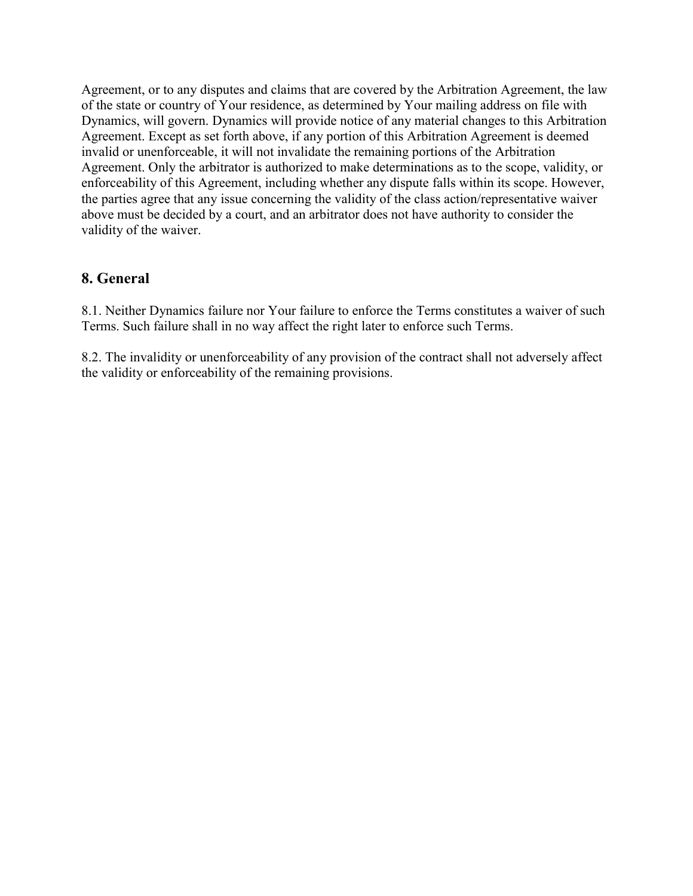Agreement, or to any disputes and claims that are covered by the Arbitration Agreement, the law of the state or country of Your residence, as determined by Your mailing address on file with Dynamics, will govern. Dynamics will provide notice of any material changes to this Arbitration Agreement. Except as set forth above, if any portion of this Arbitration Agreement is deemed invalid or unenforceable, it will not invalidate the remaining portions of the Arbitration Agreement. Only the arbitrator is authorized to make determinations as to the scope, validity, or enforceability of this Agreement, including whether any dispute falls within its scope. However, the parties agree that any issue concerning the validity of the class action/representative waiver above must be decided by a court, and an arbitrator does not have authority to consider the validity of the waiver.

## 8. General

8.1. Neither Dynamics failure nor Your failure to enforce the Terms constitutes a waiver of such Terms. Such failure shall in no way affect the right later to enforce such Terms.

8.2. The invalidity or unenforceability of any provision of the contract shall not adversely affect the validity or enforceability of the remaining provisions.